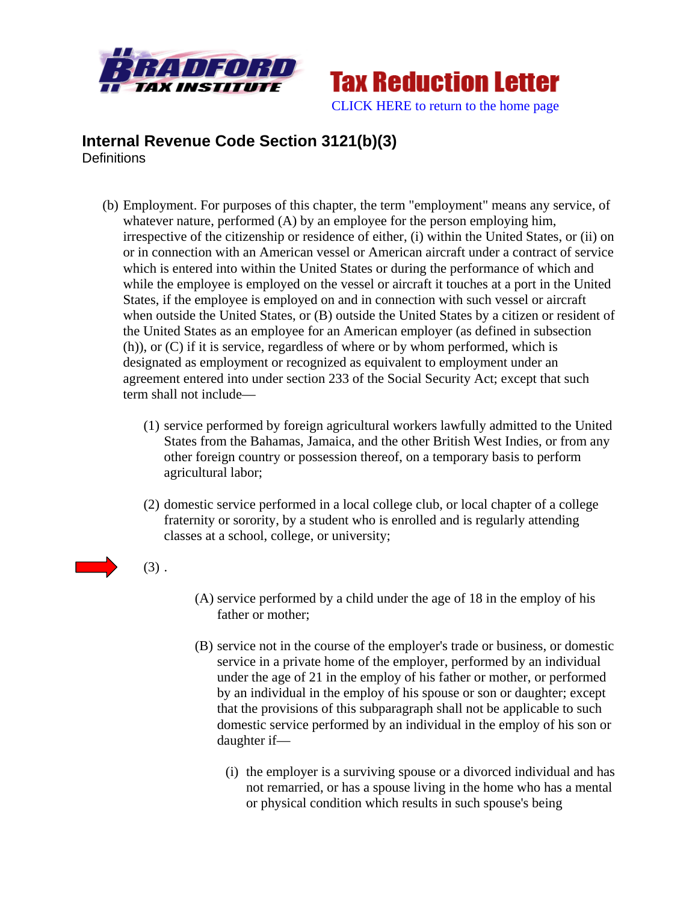Tax Reduction Letter

CLICK HERE to return to the home page

# Internal Revenue Code Section 3121(b)(3)

Definitions

(b) Employment. For purposes of this chapter, the term "employment" means any service, of whatever nature, performed (A) by an employee for the person employing him, irrespective of the citizenship or residence of either, (i) within the United States, or (ii) on or in connection with an American vessel or American aircraft under a contract of service which is entered into within the United States or during the performance of which and while the employee is employed on the vessel or aircraft it touches at a port in the United States, if the employee is employed on and in connection with such vessel or aircraft when outside the United States, or (B) outside the United States by a citizen or resident of the United States as an employee for an American employer (as defined in subsection (h)), or (C) if it is service, regardless of where or by whom performed, which is designated as employment or recognized as equivalent to employment under an agreement entered into under section 233 of the Social Security Act; except that such term shall not include—

(1) service performed by foreign agricultural workers lawfully admitted to the United States from the Bahamas, Jamaica, and the other British West Indies, or from any other foreign country or possession thereof, on a temporary basis to perform agricultural labor;

(2) domestic service performed in a local college club, or local chapter of a college fraternity or sorority, by a student who is enrolled and is regularly attending classes at a school, college, or university;

(3) .

(A) service performed by a child under the age of 18 in the employ of his father or mother;

(B) service not in the course of the employer's trade or business, or domestic service in a private home of the employer, performed by an individual under the age of 21 in the employ of his father or mother, or performed by an individual in the employ of his spouse or son or daughter; except that the provisions of this subparagraph shall not be applicable to such domestic service performed by an individual in the employ of his son or daughter if—

(i) the employer is a surviving spouse or a divorced individual and has not remarried, or has a spouse living in the home who has a mental or physical condition which results in such spouse's being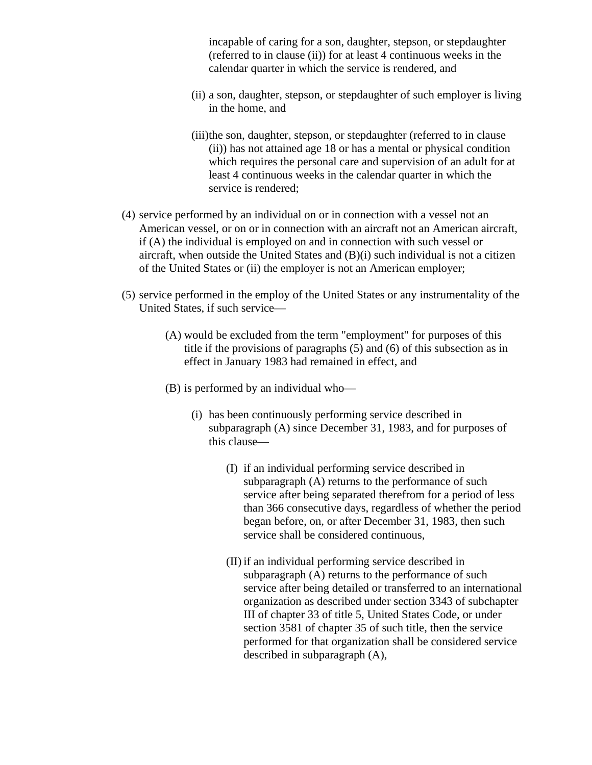incapable of caring for a son, daughter, stepson, or stepdaughter (referred to in clause (ii)) for at least 4 continuous weeks in the calendar quarter in which the service is rendered, and

(ii) a son, daughter, stepson, or stepdaughter of such employer is living in the home, and

(iii) the son, daughter, stepson, or stepdaughter (referred to in clause (ii)) has not attained age 18 or has a mental or physical condition which requires the personal care and supervision of an adult for at least 4 continuous weeks in the calendar quarter in which the service is rendered;

(4) service performed by an individual on or in connection with a vessel not an American vessel, or on or in connection with an aircraft not an American aircraft, if (A) the individual is employed on and in connection with such vessel or aircraft, when outside the United States and (B)(i) such individual is not a citizen of the United States or (ii) the employer is not an American employer;

(5) service performed in the employ of the United States or any instrumentality of the United States, if such service—

(A) would be excluded from the term "employment" for purposes of this title if the provisions of paragraphs (5) and (6) of this subsection as in effect in January 1983 had remained in effect, and

(B) is performed by an individual who—

(i) has been continuously performing service described in subparagraph (A) since December 31, 1983, and for purposes of this clause—

(I) if an individual performing service described in subparagraph (A) returns to the performance of such service after being separated therefrom for a period of less than 366 consecutive days, regardless of whether the period began before, on, or after December 31, 1983, then such service shall be considered continuous,

(II) if an individual performing service described in subparagraph (A) returns to the performance of such service after being detailed or transferred to an international organization as described under section 3343 of subchapter III of chapter 33 of title 5, United States Code, or under section 3581 of chapter 35 of such title, then the service performed for that organization shall be considered service described in subparagraph (A),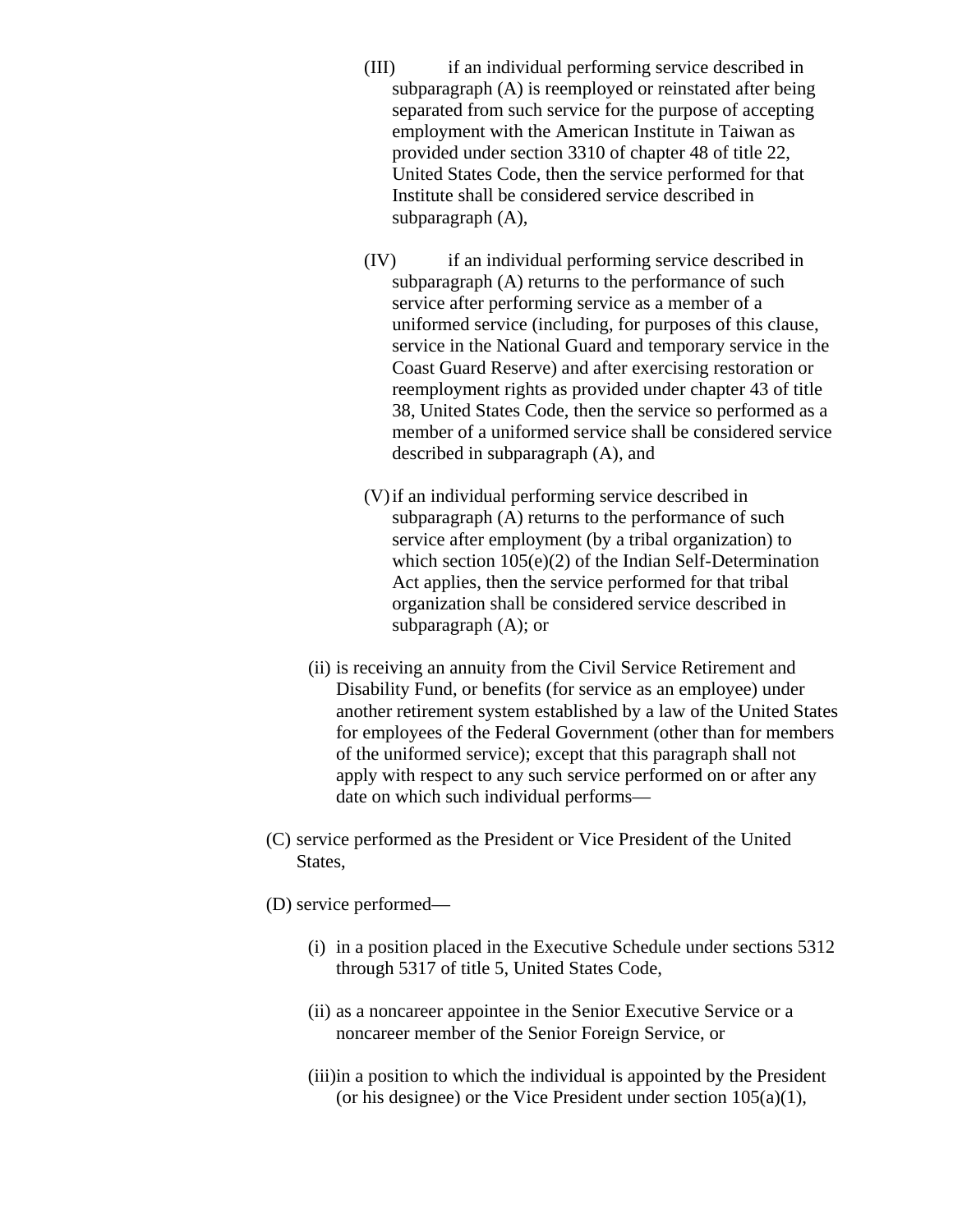(III) if an individual performing service described in subparagraph (A) is reemployed or reinstated after being separated from such service for the purpose of accepting employment with the American Institute in Taiwan as provided under section 3310 of chapter 48 of title 22, United States Code, then the service performed for that Institute shall be considered service described in subparagraph (A),

(IV) if an individual performing service described in subparagraph (A) returns to the performance of such service after performing service as a member of a uniformed service (including, for purposes of this clause, service in the National Guard and temporary service in the Coast Guard Reserve) and after exercising restoration or reemployment rights as provided under chapter 43 of title 38, United States Code, then the service so performed as a member of a uniformed service shall be considered service described in subparagraph (A), and

(V) if an individual performing service described in subparagraph (A) returns to the performance of such service after employment (by a tribal organization) to which section 105(e)(2) of the Indian Self-Determination Act applies, then the service performed for that tribal organization shall be considered service described in subparagraph (A); or

(ii) is receiving an annuity from the Civil Service Retirement and Disability Fund, or benefits (for service as an employee) under another retirement system established by a law of the United States for employees of the Federal Government (other than for members of the uniformed service); except that this paragraph shall not apply with respect to any such service performed on or after any date on which such individual performs—

(C) service performed as the President or Vice President of the United States,

(D) service performed—

(i) in a position placed in the Executive Schedule under sections 5312 through 5317 of title 5, United States Code,

(ii) as a noncareer appointee in the Senior Executive Service or a noncareer member of the Senior Foreign Service, or

(iii) in a position to which the individual is appointed by the President (or his designee) or the Vice President under section 105(a)(1),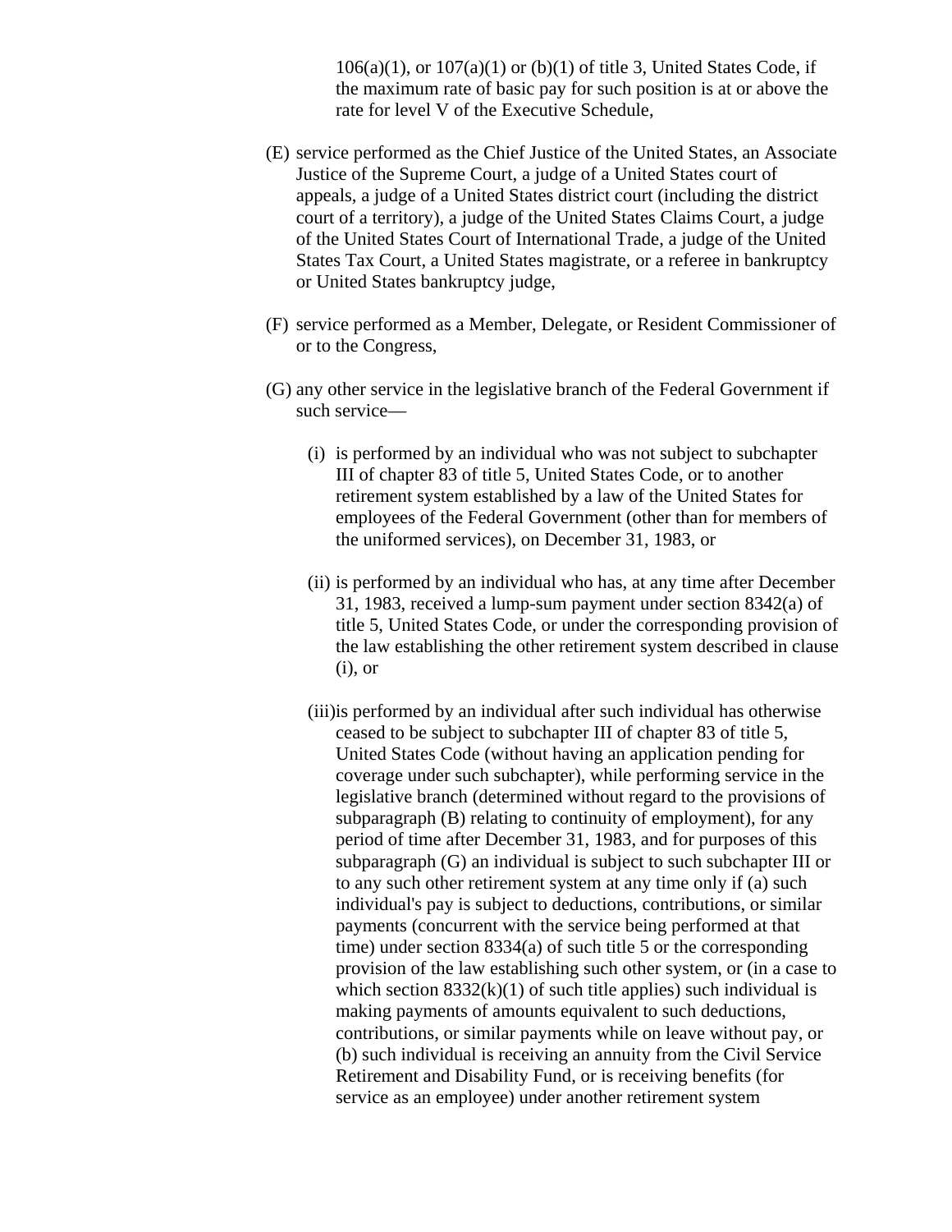106(a)(1), or 107(a)(1) or (b)(1) of title 3, United States Code, if the maximum rate of basic pay for such position is at or above the rate for level V of the Executive Schedule,

(E) service performed as the Chief Justice of the United States, an Associate Justice of the Supreme Court, a judge of a United States court of appeals, a judge of a United States district court (including the district court of a territory), a judge of the United States Claims Court, a judge of the United States Court of International Trade, a judge of the United States Tax Court, a United States magistrate, or a referee in bankruptcy or United States bankruptcy judge,

(F) service performed as a Member, Delegate, or Resident Commissioner of or to the Congress,

(G) any other service in the legislative branch of the Federal Government if such service—

(i) is performed by an individual who was not subject to subchapter III of chapter 83 of title 5, United States Code, or to another retirement system established by a law of the United States for employees of the Federal Government (other than for members of the uniformed services), on December 31, 1983, or

(ii) is performed by an individual who has, at any time after December 31, 1983, received a lump-sum payment under section 8342(a) of title 5, United States Code, or under the corresponding provision of the law establishing the other retirement system described in clause (i), or

(iii) is performed by an individual after such individual has otherwise ceased to be subject to subchapter III of chapter 83 of title 5, United States Code (without having an application pending for coverage under such subchapter), while performing service in the legislative branch (determined without regard to the provisions of subparagraph (B) relating to continuity of employment), for any period of time after December 31, 1983, and for purposes of this subparagraph (G) an individual is subject to such subchapter III or to any such other retirement system at any time only if (a) such individual's pay is subject to deductions, contributions, or similar payments (concurrent with the service being performed at that time) under section 8334(a) of such title 5 or the corresponding provision of the law establishing such other system, or (in a case to which section 8332(k)(1) of such title applies) such individual is making payments of amounts equivalent to such deductions, contributions, or similar payments while on leave without pay, or (b) such individual is receiving an annuity from the Civil Service Retirement and Disability Fund, or is receiving benefits (for service as an employee) under another retirement system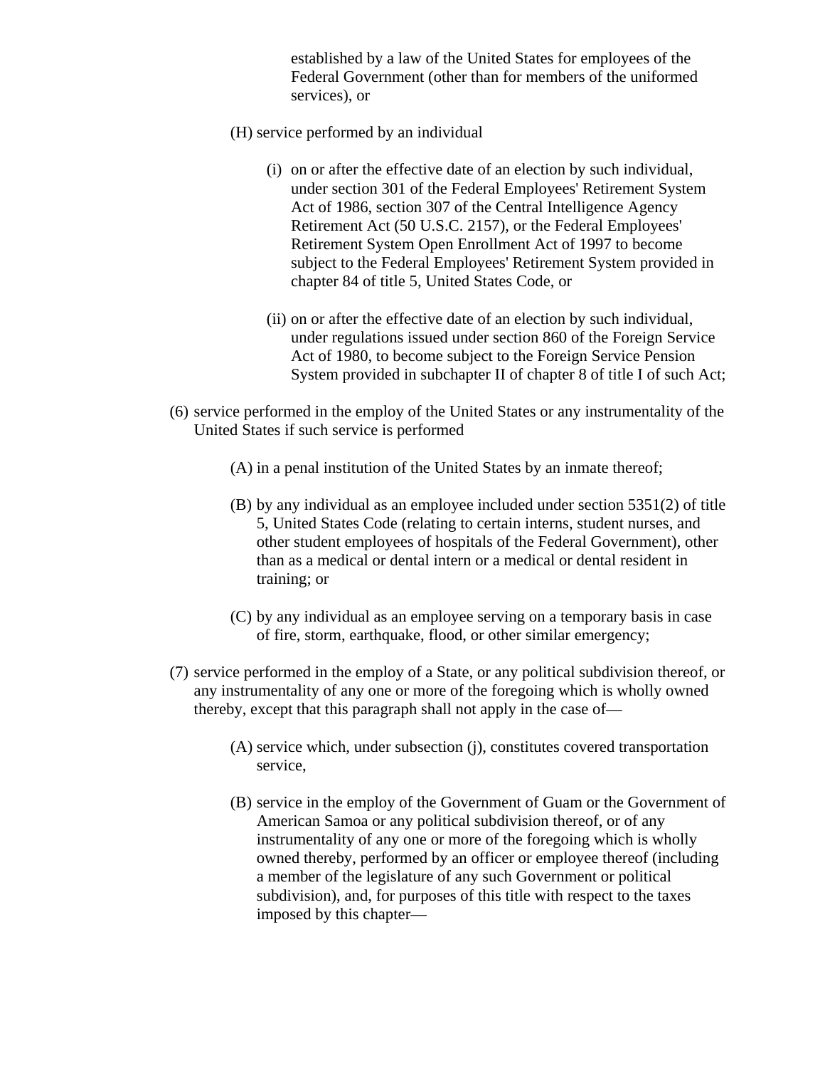established by a law of the United States for employees of the Federal Government (other than for members of the uniformed services), or

(H) service performed by an individual

(i) on or after the effective date of an election by such individual, under section 301 of the Federal Employees' Retirement System Act of 1986, section 307 of the Central Intelligence Agency Retirement Act (50 U.S.C. 2157), or the Federal Employees' Retirement System Open Enrollment Act of 1997 to become subject to the Federal Employees' Retirement System provided in chapter 84 of title 5, United States Code, or

(ii) on or after the effective date of an election by such individual, under regulations issued under section 860 of the Foreign Service Act of 1980, to become subject to the Foreign Service Pension System provided in subchapter II of chapter 8 of title I of such Act;

(6) service performed in the employ of the United States or any instrumentality of the United States if such service is performed

(A) in a penal institution of the United States by an inmate thereof;

(B) by any individual as an employee included under section 5351(2) of title 5, United States Code (relating to certain interns, student nurses, and other student employees of hospitals of the Federal Government), other than as a medical or dental intern or a medical or dental resident in training; or

(C) by any individual as an employee serving on a temporary basis in case of fire, storm, earthquake, flood, or other similar emergency;

(7) service performed in the employ of a State, or any political subdivision thereof, or any instrumentality of any one or more of the foregoing which is wholly owned thereby, except that this paragraph shall not apply in the case of—

(A) service which, under subsection (j), constitutes covered transportation service,

(B) service in the employ of the Government of Guam or the Government of American Samoa or any political subdivision thereof, or of any instrumentality of any one or more of the foregoing which is wholly owned thereby, performed by an officer or employee thereof (including a member of the legislature of any such Government or political subdivision), and, for purposes of this title with respect to the taxes imposed by this chapter—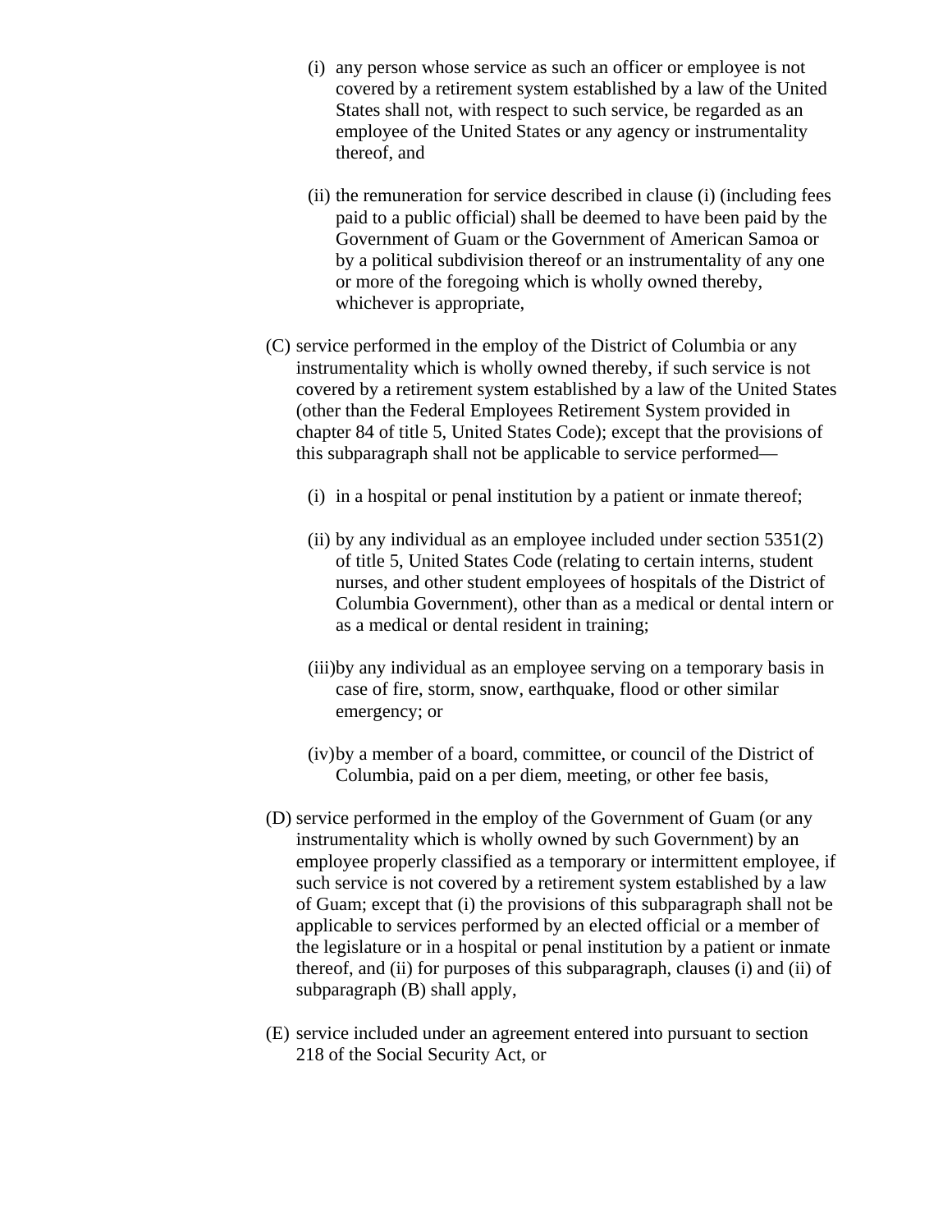(i) any person whose service as such an officer or employee is not covered by a retirement system established by a law of the United States shall not, with respect to such service, be regarded as an employee of the United States or any agency or instrumentality thereof, and

(ii) the remuneration for service described in clause (i) (including fees paid to a public official) shall be deemed to have been paid by the Government of Guam or the Government of American Samoa or by a political subdivision thereof or an instrumentality of any one or more of the foregoing which is wholly owned thereby, whichever is appropriate,

(C) service performed in the employ of the District of Columbia or any instrumentality which is wholly owned thereby, if such service is not covered by a retirement system established by a law of the United States (other than the Federal Employees Retirement System provided in chapter 84 of title 5, United States Code); except that the provisions of this subparagraph shall not be applicable to service performed—

(i) in a hospital or penal institution by a patient or inmate thereof;

(ii) by any individual as an employee included under section 5351(2) of title 5, United States Code (relating to certain interns, student nurses, and other student employees of hospitals of the District of Columbia Government), other than as a medical or dental intern or as a medical or dental resident in training;

(iii) by any individual as an employee serving on a temporary basis in case of fire, storm, snow, earthquake, flood or other similar emergency; or

(iv) by a member of a board, committee, or council of the District of Columbia, paid on a per diem, meeting, or other fee basis,

(D) service performed in the employ of the Government of Guam (or any instrumentality which is wholly owned by such Government) by an employee properly classified as a temporary or intermittent employee, if such service is not covered by a retirement system established by a law of Guam; except that (i) the provisions of this subparagraph shall not be applicable to services performed by an elected official or a member of the legislature or in a hospital or penal institution by a patient or inmate thereof, and (ii) for purposes of this subparagraph, clauses (i) and (ii) of subparagraph (B) shall apply,

(E) service included under an agreement entered into pursuant to section 218 of the Social Security Act, or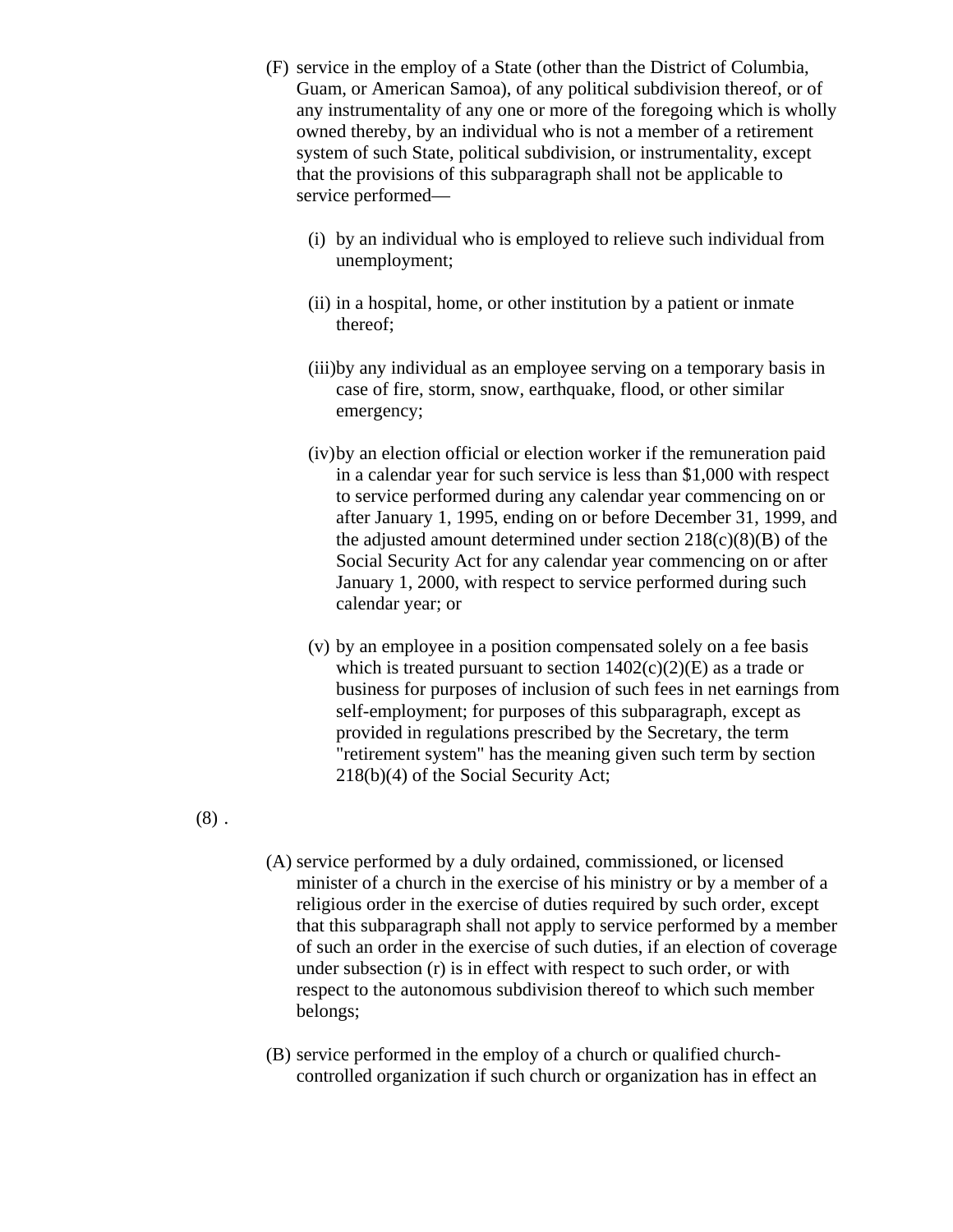(F) service in the employ of a State (other than the District of Columbia, Guam, or American Samoa), of any political subdivision thereof, or of any instrumentality of any one or more of the foregoing which is wholly owned thereby, by an individual who is not a member of a retirement system of such State, political subdivision, or instrumentality, except that the provisions of this subparagraph shall not be applicable to service performed—

(i) by an individual who is employed to relieve such individual from unemployment;

(ii) in a hospital, home, or other institution by a patient or inmate thereof;

(iii) by any individual as an employee serving on a temporary basis in case of fire, storm, snow, earthquake, flood, or other similar emergency;

(iv) by an election official or election worker if the remuneration paid in a calendar year for such service is less than $1,000 with respect to service performed during any calendar year commencing on or after January 1, 1995, ending on or before December 31, 1999, and the adjusted amount determined under section 218(c)(8)(B) of the Social Security Act for any calendar year commencing on or after January 1, 2000, with respect to service performed during such calendar year; or

(v) by an employee in a position compensated solely on a fee basis which is treated pursuant to section 1402(c)(2)(E) as a trade or business for purposes of inclusion of such fees in net earnings from self-employment; for purposes of this subparagraph, except as provided in regulations prescribed by the Secretary, the term "retirement system" has the meaning given such term by section 218(b)(4) of the Social Security Act;

(8) .

(A) service performed by a duly ordained, commissioned, or licensed minister of a church in the exercise of his ministry or by a member of a religious order in the exercise of duties required by such order, except that this subparagraph shall not apply to service performed by a member of such an order in the exercise of such duties, if an election of coverage under subsection (r) is in effect with respect to such order, or with respect to the autonomous subdivision thereof to which such member belongs;

(B) service performed in the employ of a church or qualified church-controlled organization if such church or organization has in effect an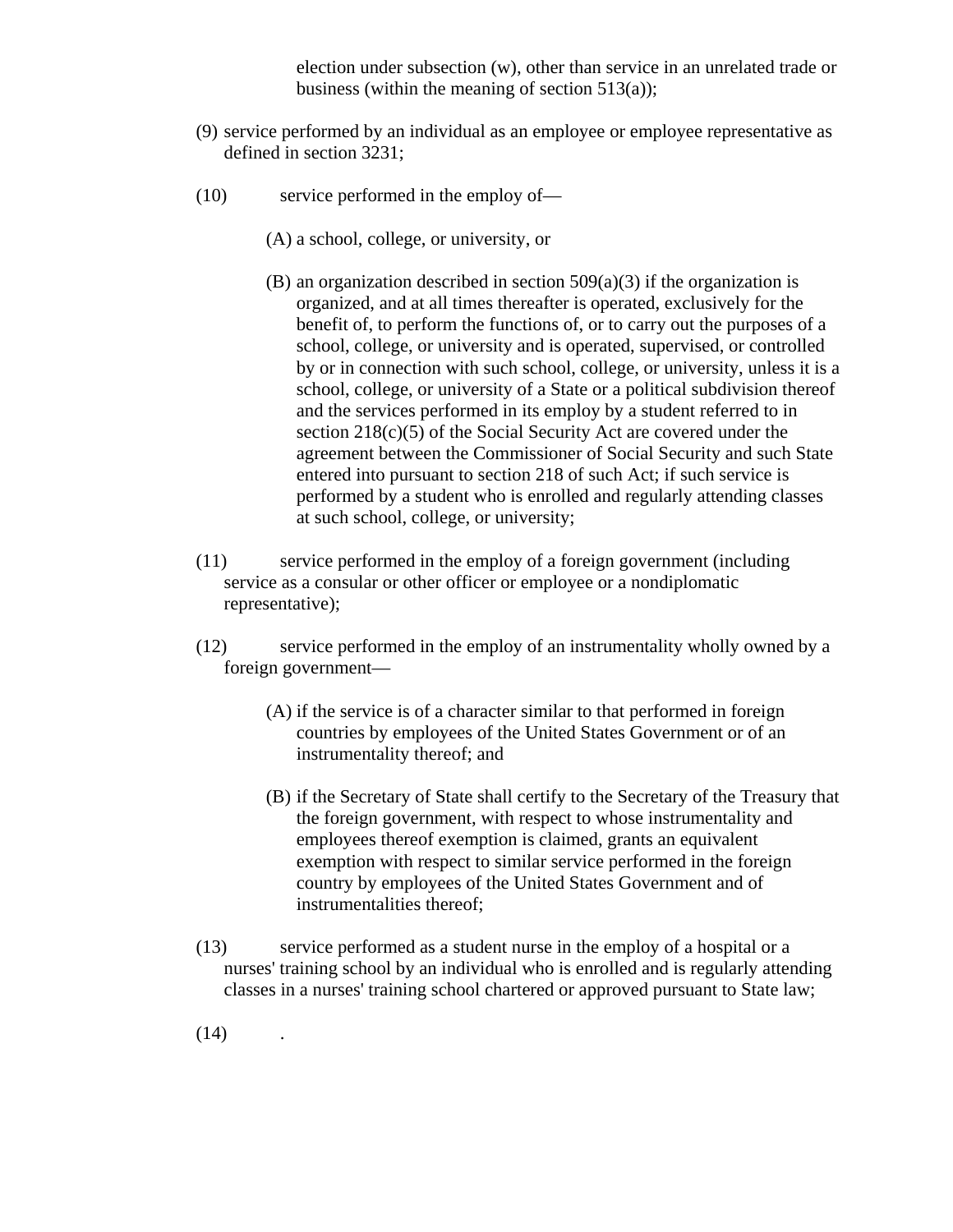election under subsection (w), other than service in an unrelated trade or business (within the meaning of section 513(a));

(9) service performed by an individual as an employee or employee representative as defined in section 3231;

(10) service performed in the employ of—

(A) a school, college, or university, or

(B) an organization described in section 509(a)(3) if the organization is organized, and at all times thereafter is operated, exclusively for the benefit of, to perform the functions of, or to carry out the purposes of a school, college, or university and is operated, supervised, or controlled by or in connection with such school, college, or university, unless it is a school, college, or university of a State or a political subdivision thereof and the services performed in its employ by a student referred to in section 218(c)(5) of the Social Security Act are covered under the agreement between the Commissioner of Social Security and such State entered into pursuant to section 218 of such Act; if such service is performed by a student who is enrolled and regularly attending classes at such school, college, or university;

(11) service performed in the employ of a foreign government (including service as a consular or other officer or employee or a nondiplomatic representative);

(12) service performed in the employ of an instrumentality wholly owned by a foreign government—

(A) if the service is of a character similar to that performed in foreign countries by employees of the United States Government or of an instrumentality thereof; and

(B) if the Secretary of State shall certify to the Secretary of the Treasury that the foreign government, with respect to whose instrumentality and employees thereof exemption is claimed, grants an equivalent exemption with respect to similar service performed in the foreign country by employees of the United States Government and of instrumentalities thereof;

(13) service performed as a student nurse in the employ of a hospital or a nurses' training school by an individual who is enrolled and is regularly attending classes in a nurses' training school chartered or approved pursuant to State law;

(14) .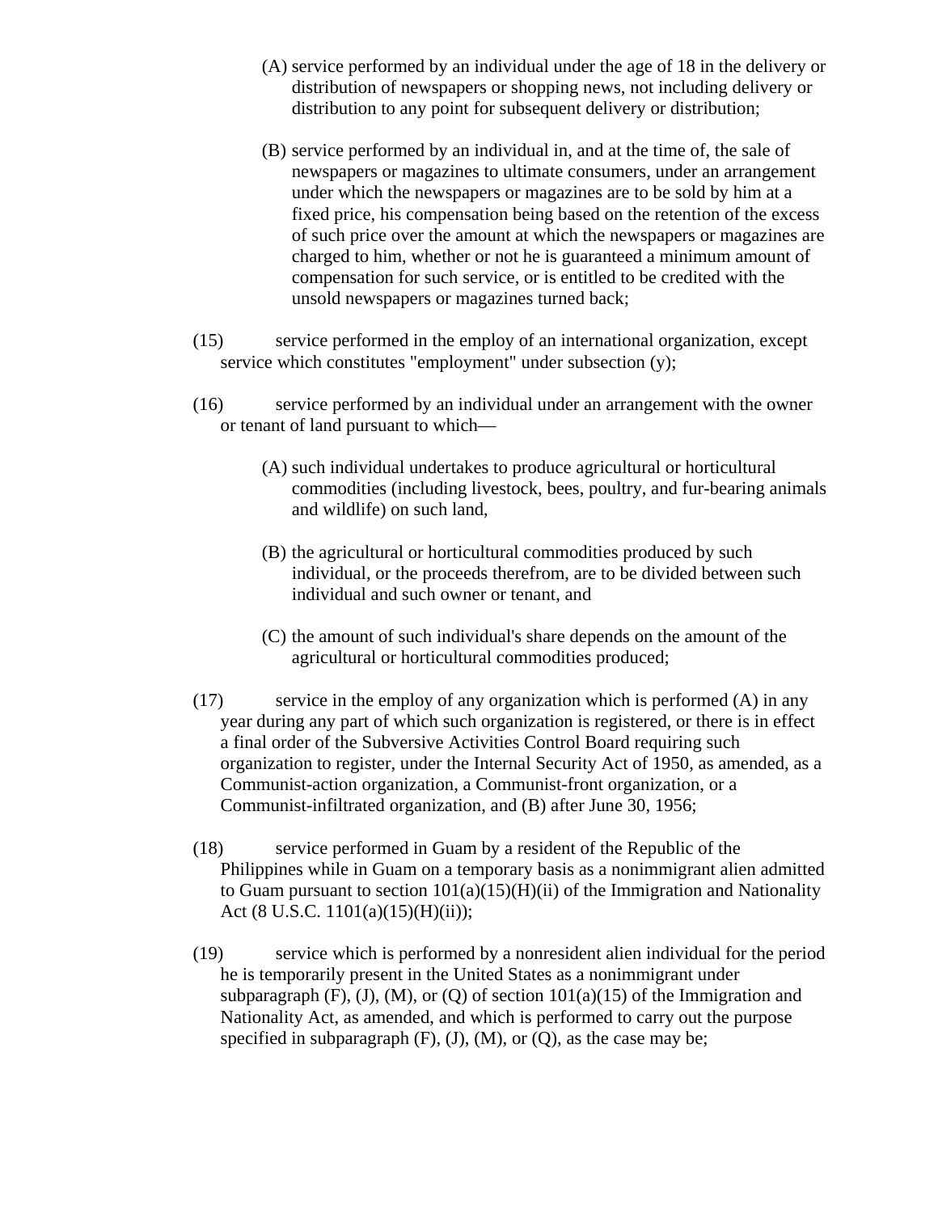(A) service performed by an individual under the age of 18 in the delivery or distribution of newspapers or shopping news, not including delivery or distribution to any point for subsequent delivery or distribution;

(B) service performed by an individual in, and at the time of, the sale of newspapers or magazines to ultimate consumers, under an arrangement under which the newspapers or magazines are to be sold by him at a fixed price, his compensation being based on the retention of the excess of such price over the amount at which the newspapers or magazines are charged to him, whether or not he is guaranteed a minimum amount of compensation for such service, or is entitled to be credited with the unsold newspapers or magazines turned back;

(15) service performed in the employ of an international organization, except service which constitutes "employment" under subsection (y);

(16) service performed by an individual under an arrangement with the owner or tenant of land pursuant to which—

(A) such individual undertakes to produce agricultural or horticultural commodities (including livestock, bees, poultry, and fur-bearing animals and wildlife) on such land,

(B) the agricultural or horticultural commodities produced by such individual, or the proceeds therefrom, are to be divided between such individual and such owner or tenant, and

(C) the amount of such individual's share depends on the amount of the agricultural or horticultural commodities produced;

(17) service in the employ of any organization which is performed (A) in any year during any part of which such organization is registered, or there is in effect a final order of the Subversive Activities Control Board requiring such organization to register, under the Internal Security Act of 1950, as amended, as a Communist-action organization, a Communist-front organization, or a Communist-infiltrated organization, and (B) after June 30, 1956;

(18) service performed in Guam by a resident of the Republic of the Philippines while in Guam on a temporary basis as a nonimmigrant alien admitted to Guam pursuant to section 101(a)(15)(H)(ii) of the Immigration and Nationality Act (8 U.S.C. 1101(a)(15)(H)(ii));

(19) service which is performed by a nonresident alien individual for the period he is temporarily present in the United States as a nonimmigrant under subparagraph (F), (J), (M), or (Q) of section 101(a)(15) of the Immigration and Nationality Act, as amended, and which is performed to carry out the purpose specified in subparagraph (F), (J), (M), or (Q), as the case may be;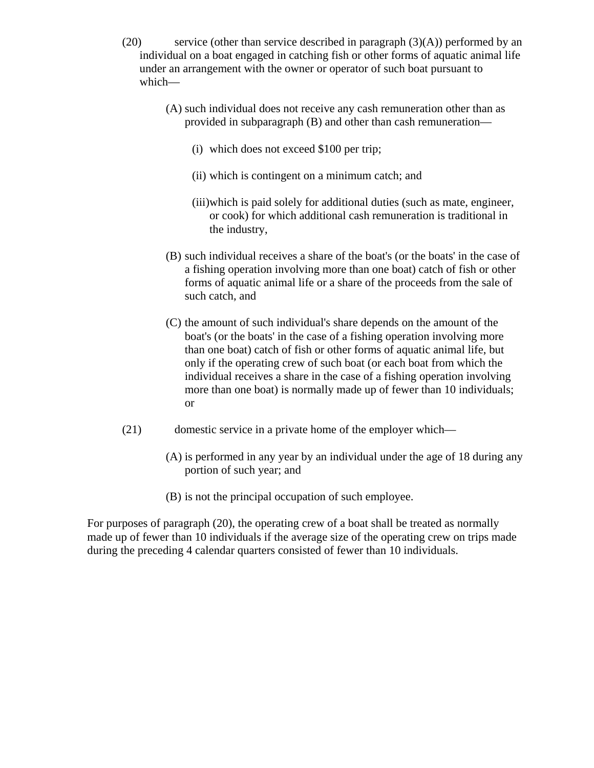(20) service (other than service described in paragraph (3)(A)) performed by an individual on a boat engaged in catching fish or other forms of aquatic animal life under an arrangement with the owner or operator of such boat pursuant to which—

(A) such individual does not receive any cash remuneration other than as provided in subparagraph (B) and other than cash remuneration—

(i) which does not exceed $100 per trip;

(ii) which is contingent on a minimum catch; and

(iii) which is paid solely for additional duties (such as mate, engineer, or cook) for which additional cash remuneration is traditional in the industry,

(B) such individual receives a share of the boat's (or the boats' in the case of a fishing operation involving more than one boat) catch of fish or other forms of aquatic animal life or a share of the proceeds from the sale of such catch, and

(C) the amount of such individual's share depends on the amount of the boat's (or the boats' in the case of a fishing operation involving more than one boat) catch of fish or other forms of aquatic animal life, but only if the operating crew of such boat (or each boat from which the individual receives a share in the case of a fishing operation involving more than one boat) is normally made up of fewer than 10 individuals; or

(21) domestic service in a private home of the employer which—

(A) is performed in any year by an individual under the age of 18 during any portion of such year; and

(B) is not the principal occupation of such employee.

For purposes of paragraph (20), the operating crew of a boat shall be treated as normally made up of fewer than 10 individuals if the average size of the operating crew on trips made during the preceding 4 calendar quarters consisted of fewer than 10 individuals.